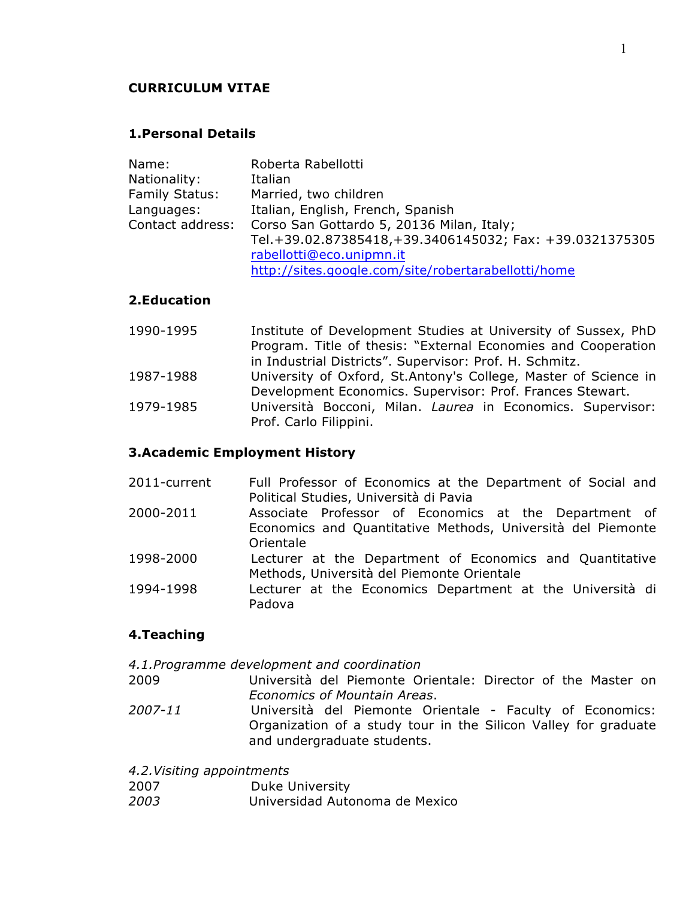# CURRICULUM VITAE

## 1. Personal Details

| | |
|---|---|
| Name: | Roberta Rabellotti |
| Nationality: | Italian |
| Family Status: | Married, two children |
| Languages: | Italian, English, French, Spanish |
| Contact address: | Corso San Gottardo 5, 20136 Milan, Italy; Tel.+39.02.87385418,+39.3406145032; Fax: +39.0321375305 rabellotti@eco.unipmn.it http://sites.google.com/site/robertarabellotti/home |

## 2. Education

| | |
|---|---|
| 1990-1995 | Institute of Development Studies at University of Sussex, PhD Program. Title of thesis: "External Economies and Cooperation in Industrial Districts". Supervisor: Prof. H. Schmitz. |
| 1987-1988 | University of Oxford, St.Antony's College, Master of Science in Development Economics. Supervisor: Prof. Frances Stewart. |
| 1979-1985 | Università Bocconi, Milan. *Laurea* in Economics. Supervisor: Prof. Carlo Filippini. |

## 3. Academic Employment History

| | |
|---|---|
| 2011-current | Full Professor of Economics at the Department of Social and Political Studies, Università di Pavia |
| 2000-2011 | Associate Professor of Economics at the Department of Economics and Quantitative Methods, Università del Piemonte Orientale |
| 1998-2000 | Lecturer at the Department of Economics and Quantitative Methods, Università del Piemonte Orientale |
| 1994-1998 | Lecturer at the Economics Department at the Università di Padova |

## 4. Teaching

### *4.1. Programme development and coordination*

| | |
|---|---|
| 2009 | Università del Piemonte Orientale: Director of the Master on *Economics of Mountain Areas*. |
| *2007-11* | Università del Piemonte Orientale - Faculty of Economics: Organization of a study tour in the Silicon Valley for graduate and undergraduate students. |

### *4.2. Visiting appointments*

| | |
|---|---|
| 2007 | Duke University |
| *2003* | Universidad Autonoma de Mexico |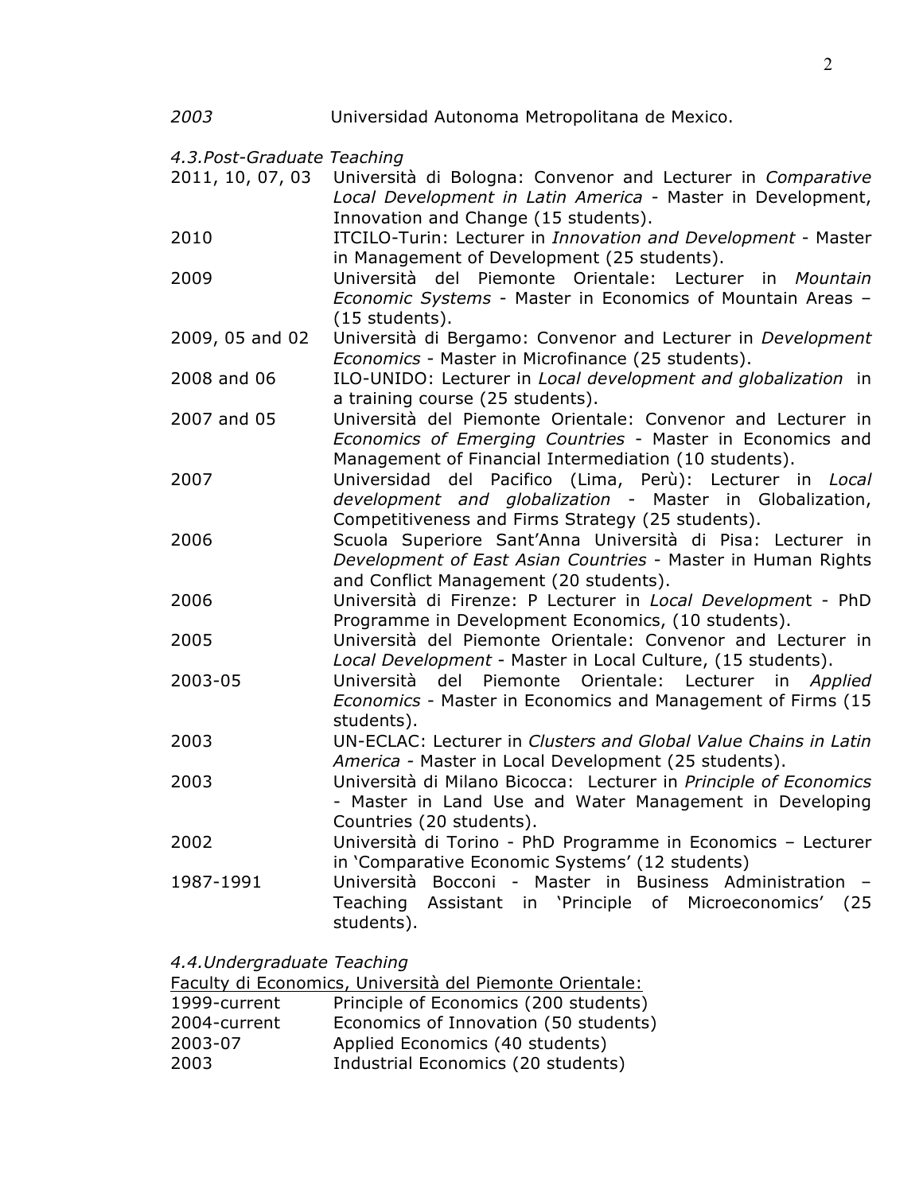*2003* Universidad Autonoma Metropolitana de Mexico.

*4.3.Post-Graduate Teaching*

2011, 10, 07, 03 Università di Bologna: Convenor and Lecturer in *Comparative Local Development in Latin America* - Master in Development, Innovation and Change (15 students).

2010 ITCILO-Turin: Lecturer in *Innovation and Development* - Master in Management of Development (25 students).

2009 Università del Piemonte Orientale: Lecturer in *Mountain Economic Systems* - Master in Economics of Mountain Areas – (15 students).

2009, 05 and 02 Università di Bergamo: Convenor and Lecturer in *Development Economics* - Master in Microfinance (25 students).

2008 and 06 ILO-UNIDO: Lecturer in *Local development and globalization* in a training course (25 students).

2007 and 05 Università del Piemonte Orientale: Convenor and Lecturer in *Economics of Emerging Countries* - Master in Economics and Management of Financial Intermediation (10 students).

2007 Universidad del Pacifico (Lima, Perù): Lecturer in *Local development and globalization* - Master in Globalization, Competitiveness and Firms Strategy (25 students).

2006 Scuola Superiore Sant'Anna Università di Pisa: Lecturer in *Development of East Asian Countries* - Master in Human Rights and Conflict Management (20 students).

2006 Università di Firenze: P Lecturer in *Local Developmen*t - PhD Programme in Development Economics, (10 students).

2005 Università del Piemonte Orientale: Convenor and Lecturer in *Local Development* - Master in Local Culture, (15 students).

2003-05 Università del Piemonte Orientale: Lecturer in *Applied Economics* - Master in Economics and Management of Firms (15 students).

2003 UN-ECLAC: Lecturer in *Clusters and Global Value Chains in Latin America* - Master in Local Development (25 students).

2003 Università di Milano Bicocca: Lecturer in *Principle of Economics* - Master in Land Use and Water Management in Developing Countries (20 students).

2002 Università di Torino - PhD Programme in Economics – Lecturer in 'Comparative Economic Systems' (12 students)

1987-1991 Università Bocconi - Master in Business Administration – Teaching Assistant in 'Principle of Microeconomics' (25 students).

*4.4.Undergraduate Teaching*

<u>Faculty di Economics, Università del Piemonte Orientale:</u>

1999-current Principle of Economics (200 students)

2004-current Economics of Innovation (50 students)

2003-07 Applied Economics (40 students)

2003 Industrial Economics (20 students)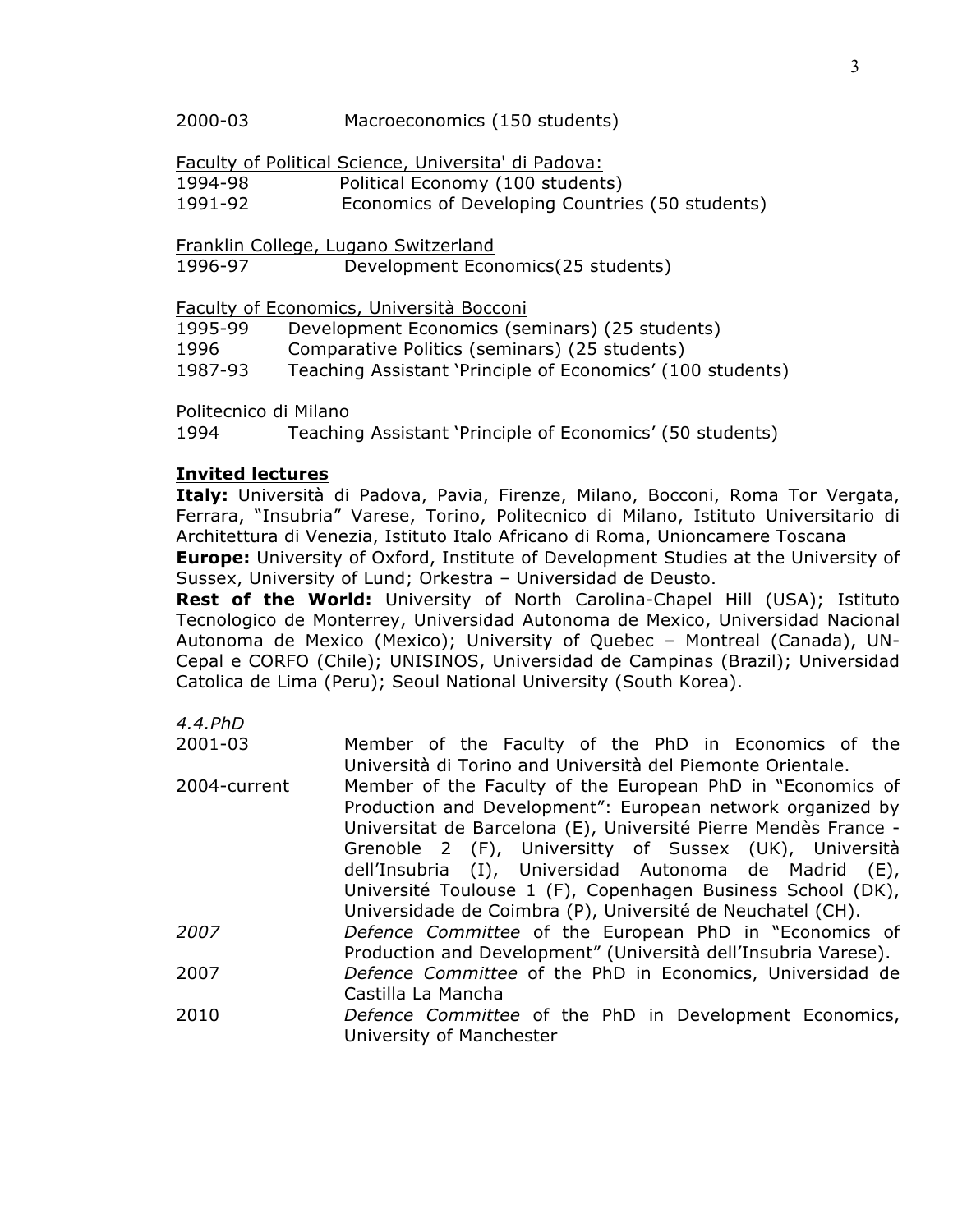2000-03 Macroeconomics (150 students)

Faculty of Political Science, Universita' di Padova:

1994-98 Political Economy (100 students)

1991-92 Economics of Developing Countries (50 students)

Franklin College, Lugano Switzerland

1996-97 Development Economics(25 students)

Faculty of Economics, Università Bocconi

1995-99 Development Economics (seminars) (25 students)

1996 Comparative Politics (seminars) (25 students)

1987-93 Teaching Assistant 'Principle of Economics' (100 students)

Politecnico di Milano

1994 Teaching Assistant 'Principle of Economics' (50 students)

**Invited lectures**

**Italy:** Università di Padova, Pavia, Firenze, Milano, Bocconi, Roma Tor Vergata, Ferrara, "Insubria" Varese, Torino, Politecnico di Milano, Istituto Universitario di Architettura di Venezia, Istituto Italo Africano di Roma, Unioncamere Toscana

**Europe:** University of Oxford, Institute of Development Studies at the University of Sussex, University of Lund; Orkestra – Universidad de Deusto.

**Rest of the World:** University of North Carolina-Chapel Hill (USA); Istituto Tecnologico de Monterrey, Universidad Autonoma de Mexico, Universidad Nacional Autonoma de Mexico (Mexico); University of Quebec – Montreal (Canada), UN-Cepal e CORFO (Chile); UNISINOS, Universidad de Campinas (Brazil); Universidad Catolica de Lima (Peru); Seoul National University (South Korea).

*4.4.PhD*

2001-03 Member of the Faculty of the PhD in Economics of the Università di Torino and Università del Piemonte Orientale.

2004-current Member of the Faculty of the European PhD in "Economics of Production and Development": European network organized by Universitat de Barcelona (E), Université Pierre Mendès France - Grenoble 2 (F), Universitty of Sussex (UK), Università dell'Insubria (I), Universidad Autonoma de Madrid (E), Université Toulouse 1 (F), Copenhagen Business School (DK), Universidade de Coimbra (P), Université de Neuchatel (CH).

*2007* *Defence Committee* of the European PhD in "Economics of Production and Development" (Università dell'Insubria Varese).

2007 *Defence Committee* of the PhD in Economics, Universidad de Castilla La Mancha

2010 *Defence Committee* of the PhD in Development Economics, University of Manchester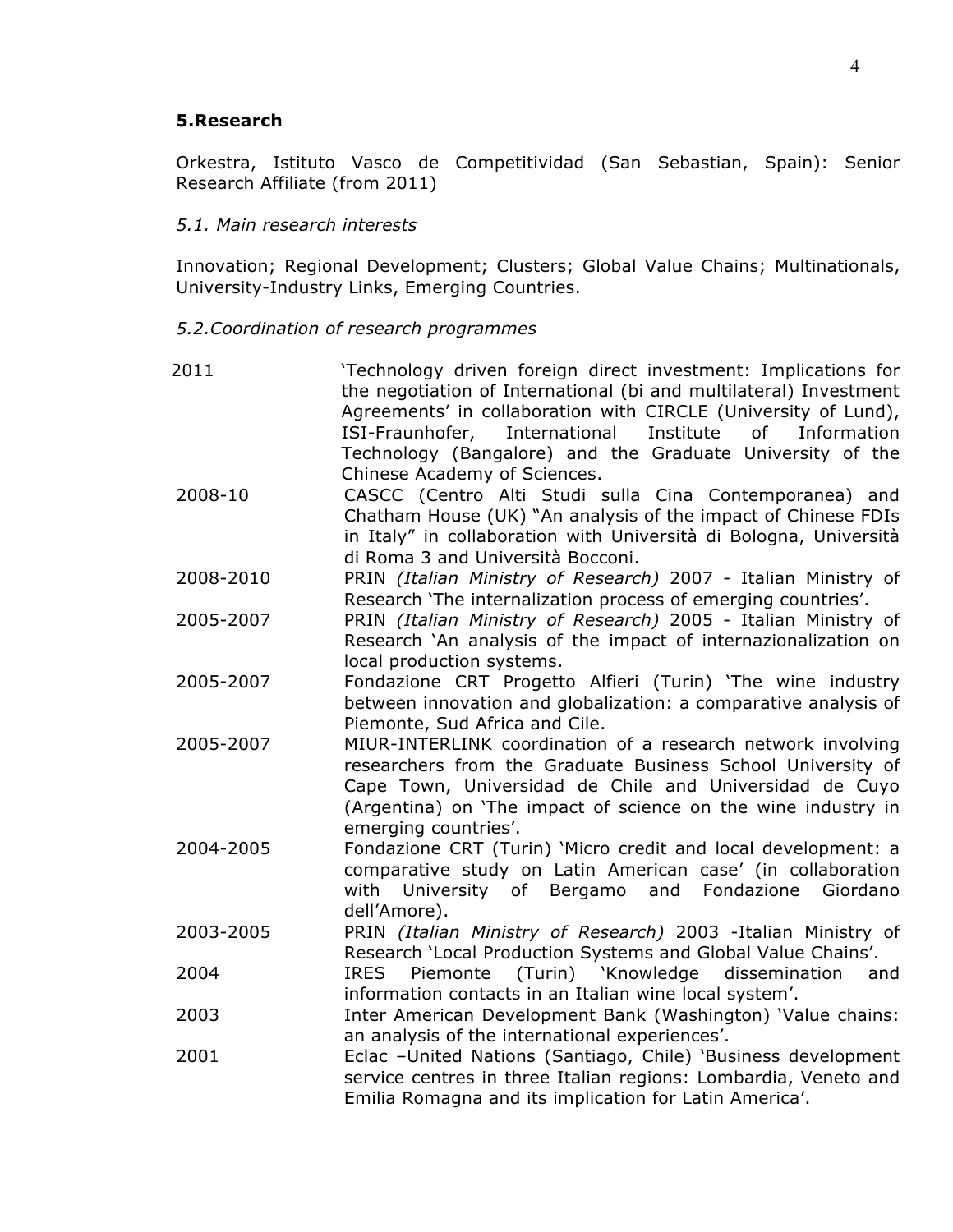## 5.Research

Orkestra, Istituto Vasco de Competitividad (San Sebastian, Spain): Senior Research Affiliate (from 2011)

### *5.1. Main research interests*

Innovation; Regional Development; Clusters; Global Value Chains; Multinationals, University-Industry Links, Emerging Countries.

### *5.2.Coordination of research programmes*

| | |
|---|---|
| 2011 | 'Technology driven foreign direct investment: Implications for the negotiation of International (bi and multilateral) Investment Agreements' in collaboration with CIRCLE (University of Lund), ISI-Fraunhofer, International Institute of Information Technology (Bangalore) and the Graduate University of the Chinese Academy of Sciences. |
| 2008-10 | CASCC (Centro Alti Studi sulla Cina Contemporanea) and Chatham House (UK) "An analysis of the impact of Chinese FDIs in Italy" in collaboration with Università di Bologna, Università di Roma 3 and Università Bocconi. |
| 2008-2010 | PRIN *(Italian Ministry of Research)* 2007 - Italian Ministry of Research 'The internalization process of emerging countries'. |
| 2005-2007 | PRIN *(Italian Ministry of Research)* 2005 - Italian Ministry of Research 'An analysis of the impact of internazionalization on local production systems. |
| 2005-2007 | Fondazione CRT Progetto Alfieri (Turin) 'The wine industry between innovation and globalization: a comparative analysis of Piemonte, Sud Africa and Cile. |
| 2005-2007 | MIUR-INTERLINK coordination of a research network involving researchers from the Graduate Business School University of Cape Town, Universidad de Chile and Universidad de Cuyo (Argentina) on 'The impact of science on the wine industry in emerging countries'. |
| 2004-2005 | Fondazione CRT (Turin) 'Micro credit and local development: a comparative study on Latin American case' (in collaboration with University of Bergamo and Fondazione Giordano dell'Amore). |
| 2003-2005 | PRIN *(Italian Ministry of Research)* 2003 -Italian Ministry of Research 'Local Production Systems and Global Value Chains'. |
| 2004 | IRES Piemonte (Turin) 'Knowledge dissemination and information contacts in an Italian wine local system'. |
| 2003 | Inter American Development Bank (Washington) 'Value chains: an analysis of the international experiences'. |
| 2001 | Eclac –United Nations (Santiago, Chile) 'Business development service centres in three Italian regions: Lombardia, Veneto and Emilia Romagna and its implication for Latin America'. |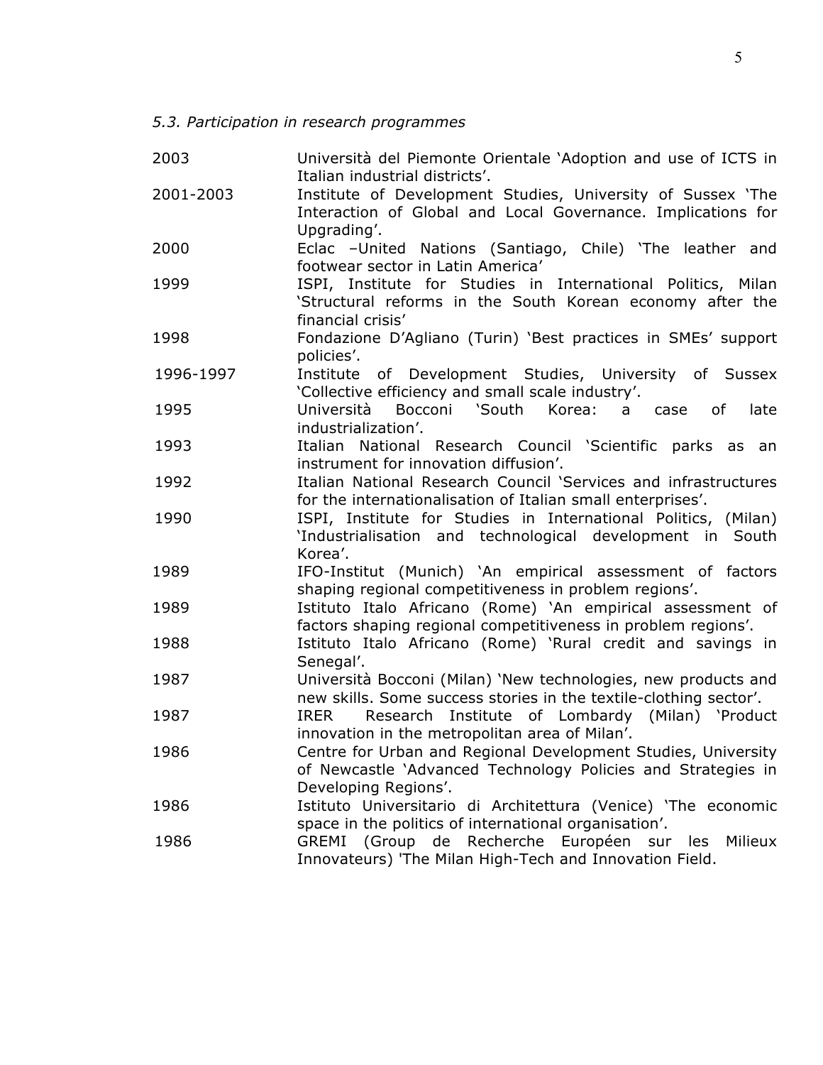*5.3. Participation in research programmes*

| | |
|---|---|
| 2003 | Università del Piemonte Orientale 'Adoption and use of ICTS in Italian industrial districts'. |
| 2001-2003 | Institute of Development Studies, University of Sussex 'The Interaction of Global and Local Governance. Implications for Upgrading'. |
| 2000 | Eclac –United Nations (Santiago, Chile) 'The leather and footwear sector in Latin America' |
| 1999 | ISPI, Institute for Studies in International Politics, Milan 'Structural reforms in the South Korean economy after the financial crisis' |
| 1998 | Fondazione D'Agliano (Turin) 'Best practices in SMEs' support policies'. |
| 1996-1997 | Institute of Development Studies, University of Sussex 'Collective efficiency and small scale industry'. |
| 1995 | Università Bocconi 'South Korea: a case of late industrialization'. |
| 1993 | Italian National Research Council 'Scientific parks as an instrument for innovation diffusion'. |
| 1992 | Italian National Research Council 'Services and infrastructures for the internationalisation of Italian small enterprises'. |
| 1990 | ISPI, Institute for Studies in International Politics, (Milan) 'Industrialisation and technological development in South Korea'. |
| 1989 | IFO-Institut (Munich) 'An empirical assessment of factors shaping regional competitiveness in problem regions'. |
| 1989 | Istituto Italo Africano (Rome) 'An empirical assessment of factors shaping regional competitiveness in problem regions'. |
| 1988 | Istituto Italo Africano (Rome) 'Rural credit and savings in Senegal'. |
| 1987 | Università Bocconi (Milan) 'New technologies, new products and new skills. Some success stories in the textile-clothing sector'. |
| 1987 | IRER Research Institute of Lombardy (Milan) 'Product innovation in the metropolitan area of Milan'. |
| 1986 | Centre for Urban and Regional Development Studies, University of Newcastle 'Advanced Technology Policies and Strategies in Developing Regions'. |
| 1986 | Istituto Universitario di Architettura (Venice) 'The economic space in the politics of international organisation'. |
| 1986 | GREMI (Group de Recherche Européen sur les Milieux Innovateurs) 'The Milan High-Tech and Innovation Field. |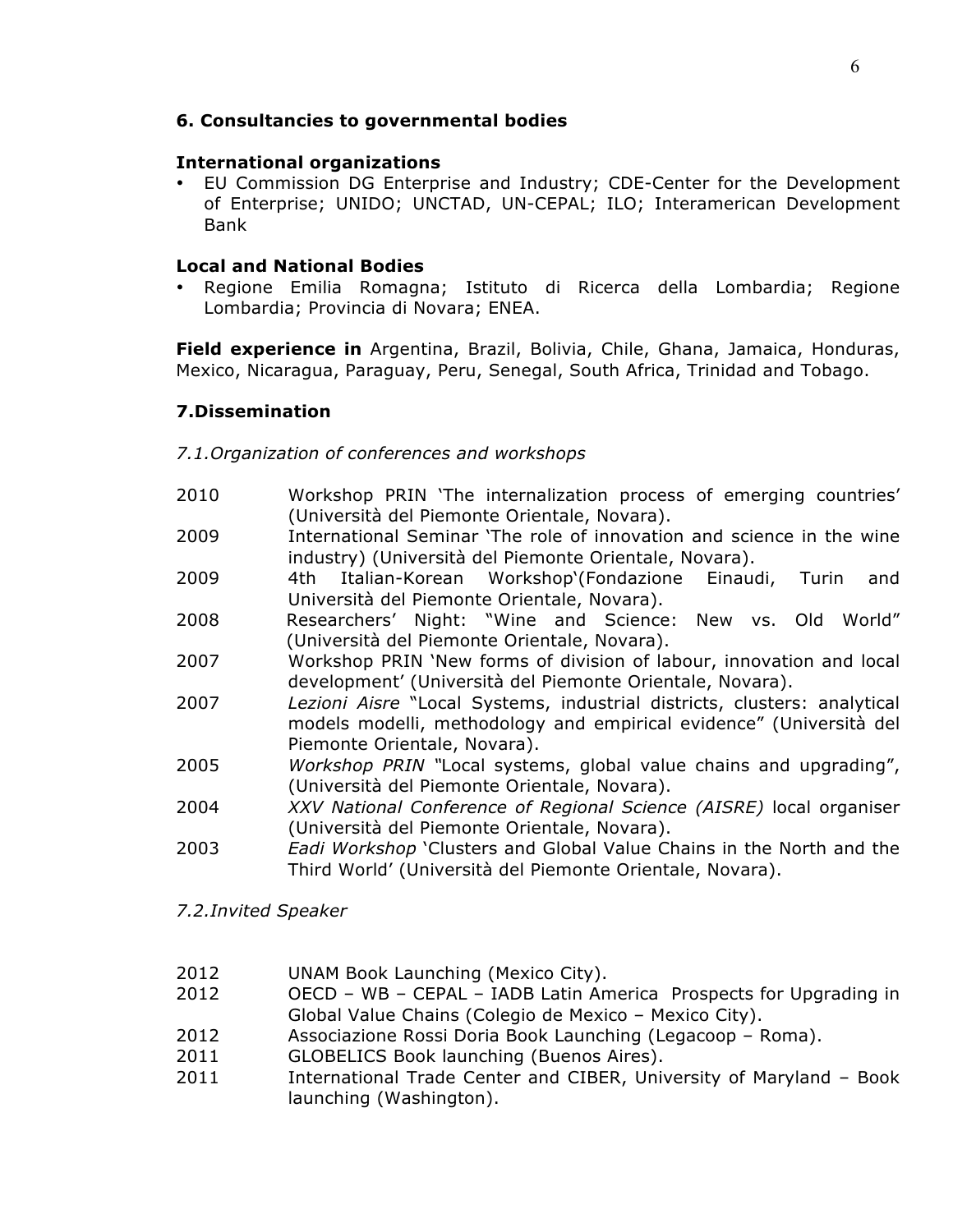## 6. Consultancies to governmental bodies

**International organizations**

- EU Commission DG Enterprise and Industry; CDE-Center for the Development of Enterprise; UNIDO; UNCTAD, UN-CEPAL; ILO; Interamerican Development Bank

**Local and National Bodies**

- Regione Emilia Romagna; Istituto di Ricerca della Lombardia; Regione Lombardia; Provincia di Novara; ENEA.

**Field experience in** Argentina, Brazil, Bolivia, Chile, Ghana, Jamaica, Honduras, Mexico, Nicaragua, Paraguay, Peru, Senegal, South Africa, Trinidad and Tobago.

## 7.Dissemination

*7.1.Organization of conferences and workshops*

2010 Workshop PRIN 'The internalization process of emerging countries' (Università del Piemonte Orientale, Novara).

2009 International Seminar 'The role of innovation and science in the wine industry) (Università del Piemonte Orientale, Novara).

2009 4th Italian-Korean Workshop'(Fondazione Einaudi, Turin and Università del Piemonte Orientale, Novara).

2008 Researchers' Night: "Wine and Science: New vs. Old World" (Università del Piemonte Orientale, Novara).

2007 Workshop PRIN 'New forms of division of labour, innovation and local development' (Università del Piemonte Orientale, Novara).

2007 *Lezioni Aisre* "Local Systems, industrial districts, clusters: analytical models modelli, methodology and empirical evidence" (Università del Piemonte Orientale, Novara).

2005 *Workshop PRIN* "Local systems, global value chains and upgrading", (Università del Piemonte Orientale, Novara).

2004 *XXV National Conference of Regional Science (AISRE)* local organiser (Università del Piemonte Orientale, Novara).

2003 *Eadi Workshop* 'Clusters and Global Value Chains in the North and the Third World' (Università del Piemonte Orientale, Novara).

*7.2.Invited Speaker*

2012 UNAM Book Launching (Mexico City).

2012 OECD – WB – CEPAL – IADB Latin America Prospects for Upgrading in Global Value Chains (Colegio de Mexico – Mexico City).

2012 Associazione Rossi Doria Book Launching (Legacoop – Roma).

2011 GLOBELICS Book launching (Buenos Aires).

2011 International Trade Center and CIBER, University of Maryland – Book launching (Washington).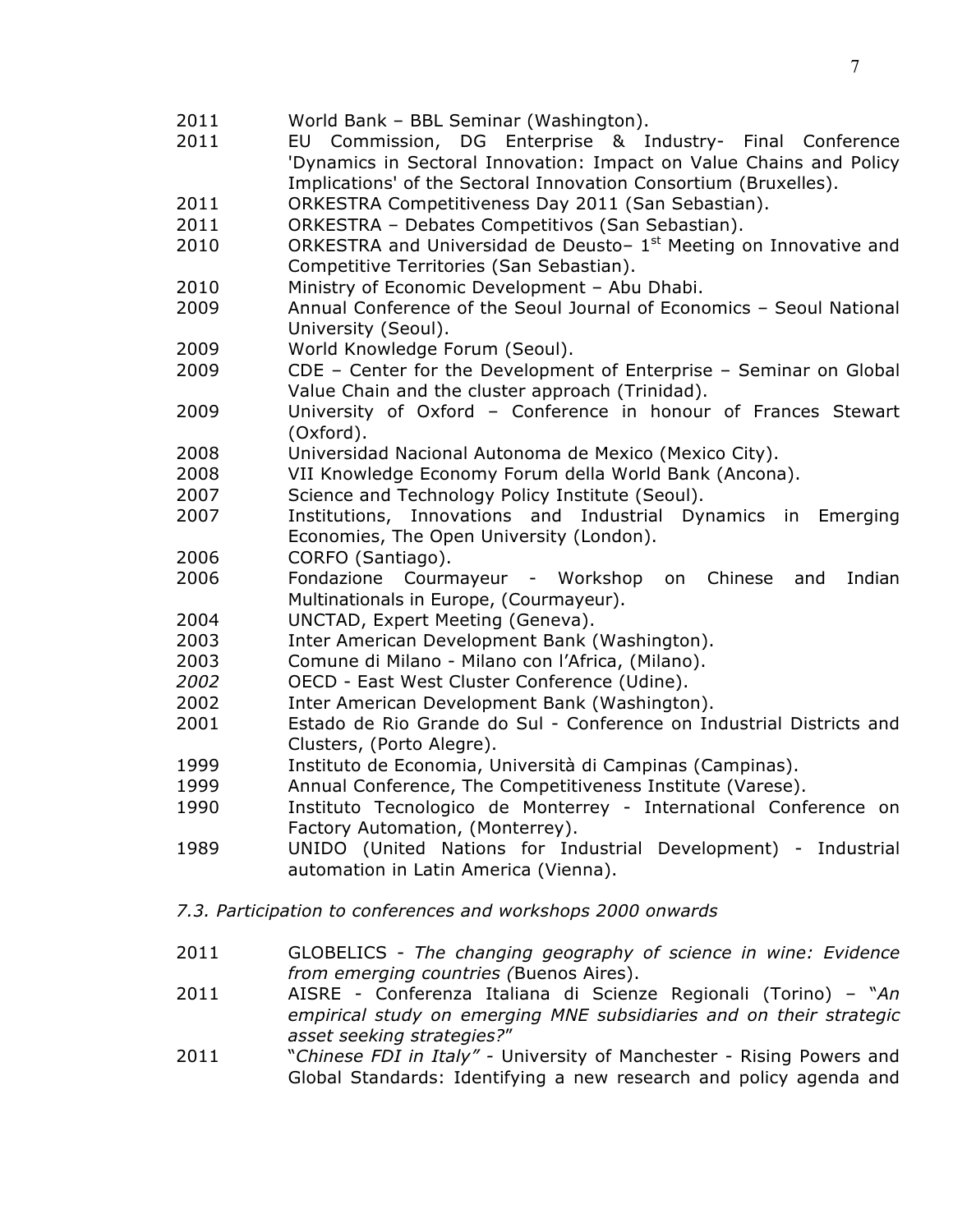2011 World Bank – BBL Seminar (Washington).

2011 EU Commission, DG Enterprise & Industry- Final Conference 'Dynamics in Sectoral Innovation: Impact on Value Chains and Policy Implications' of the Sectoral Innovation Consortium (Bruxelles).

2011 ORKESTRA Competitiveness Day 2011 (San Sebastian).

2011 ORKESTRA – Debates Competitivos (San Sebastian).

2010 ORKESTRA and Universidad de Deusto– 1st Meeting on Innovative and Competitive Territories (San Sebastian).

2010 Ministry of Economic Development – Abu Dhabi.

2009 Annual Conference of the Seoul Journal of Economics – Seoul National University (Seoul).

2009 World Knowledge Forum (Seoul).

2009 CDE – Center for the Development of Enterprise – Seminar on Global Value Chain and the cluster approach (Trinidad).

2009 University of Oxford – Conference in honour of Frances Stewart (Oxford).

2008 Universidad Nacional Autonoma de Mexico (Mexico City).

2008 VII Knowledge Economy Forum della World Bank (Ancona).

2007 Science and Technology Policy Institute (Seoul).

2007 Institutions, Innovations and Industrial Dynamics in Emerging Economies, The Open University (London).

2006 CORFO (Santiago).

2006 Fondazione Courmayeur - Workshop on Chinese and Indian Multinationals in Europe, (Courmayeur).

2004 UNCTAD, Expert Meeting (Geneva).

2003 Inter American Development Bank (Washington).

2003 Comune di Milano - Milano con l'Africa, (Milano).

*2002* OECD - East West Cluster Conference (Udine).

2002 Inter American Development Bank (Washington).

2001 Estado de Rio Grande do Sul - Conference on Industrial Districts and Clusters, (Porto Alegre).

1999 Instituto de Economia, Università di Campinas (Campinas).

1999 Annual Conference, The Competitiveness Institute (Varese).

1990 Instituto Tecnologico de Monterrey - International Conference on Factory Automation, (Monterrey).

1989 UNIDO (United Nations for Industrial Development) - Industrial automation in Latin America (Vienna).

*7.3. Participation to conferences and workshops 2000 onwards*

2011 GLOBELICS - *The changing geography of science in wine: Evidence from emerging countries (*Buenos Aires).

2011 AISRE - Conferenza Italiana di Scienze Regionali (Torino) – "*An empirical study on emerging MNE subsidiaries and on their strategic asset seeking strategies?*"

2011 "*Chinese FDI in Italy"* - University of Manchester - Rising Powers and Global Standards: Identifying a new research and policy agenda and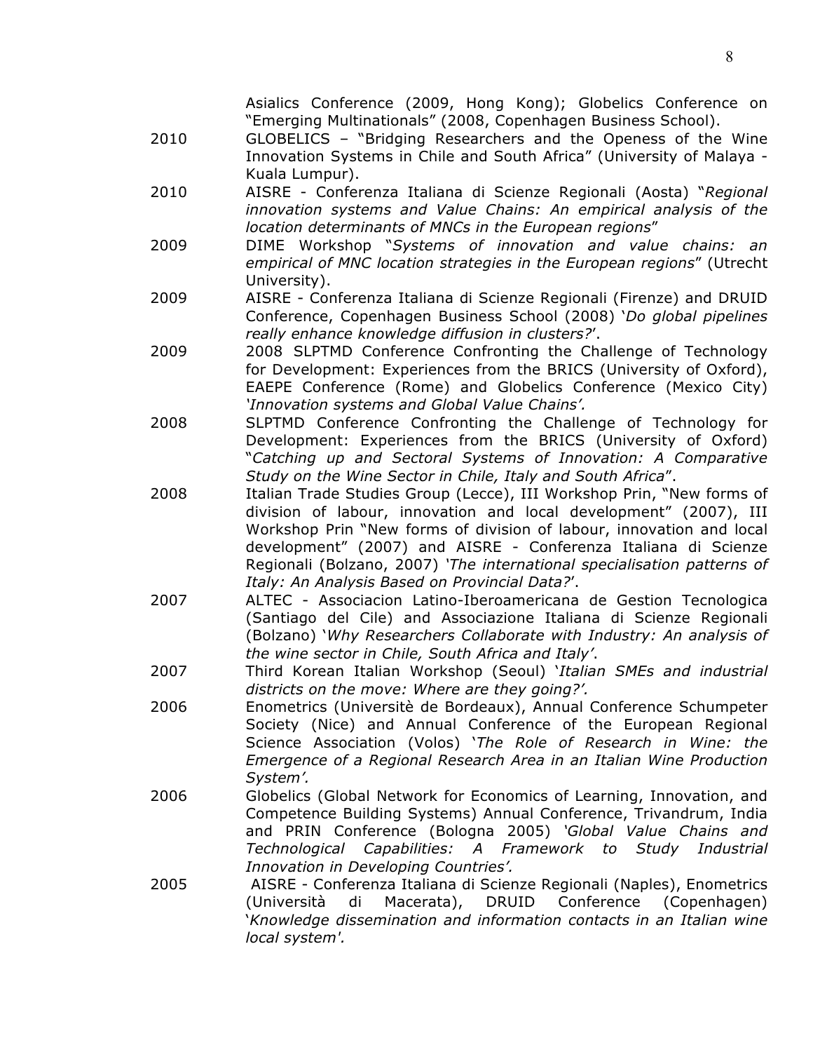Asialics Conference (2009, Hong Kong); Globelics Conference on "Emerging Multinationals" (2008, Copenhagen Business School).

2010 GLOBELICS – "Bridging Researchers and the Openess of the Wine Innovation Systems in Chile and South Africa" (University of Malaya - Kuala Lumpur).

2010 AISRE - Conferenza Italiana di Scienze Regionali (Aosta) "*Regional innovation systems and Value Chains: An empirical analysis of the location determinants of MNCs in the European regions*"

2009 DIME Workshop "*Systems of innovation and value chains: an empirical of MNC location strategies in the European regions*" (Utrecht University).

2009 AISRE - Conferenza Italiana di Scienze Regionali (Firenze) and DRUID Conference, Copenhagen Business School (2008) '*Do global pipelines really enhance knowledge diffusion in clusters?*'.

2009 2008 SLPTMD Conference Confronting the Challenge of Technology for Development: Experiences from the BRICS (University of Oxford), EAEPE Conference (Rome) and Globelics Conference (Mexico City) *'Innovation systems and Global Value Chains'.*

2008 SLPTMD Conference Confronting the Challenge of Technology for Development: Experiences from the BRICS (University of Oxford) "*Catching up and Sectoral Systems of Innovation: A Comparative Study on the Wine Sector in Chile, Italy and South Africa*".

2008 Italian Trade Studies Group (Lecce), III Workshop Prin, "New forms of division of labour, innovation and local development" (2007), III Workshop Prin "New forms of division of labour, innovation and local development" (2007) and AISRE - Conferenza Italiana di Scienze Regionali (Bolzano, 2007) *'The international specialisation patterns of Italy: An Analysis Based on Provincial Data?*'.

2007 ALTEC - Associacion Latino-Iberoamericana de Gestion Tecnologica (Santiago del Cile) and Associazione Italiana di Scienze Regionali (Bolzano) '*Why Researchers Collaborate with Industry: An analysis of the wine sector in Chile, South Africa and Italy'*.

2007 Third Korean Italian Workshop (Seoul) '*Italian SMEs and industrial districts on the move: Where are they going?'.*

2006 Enometrics (Universitè de Bordeaux), Annual Conference Schumpeter Society (Nice) and Annual Conference of the European Regional Science Association (Volos) '*The Role of Research in Wine: the Emergence of a Regional Research Area in an Italian Wine Production System'.*

2006 Globelics (Global Network for Economics of Learning, Innovation, and Competence Building Systems) Annual Conference, Trivandrum, India and PRIN Conference (Bologna 2005) *'Global Value Chains and Technological Capabilities: A Framework to Study Industrial Innovation in Developing Countries'.*

2005 AISRE - Conferenza Italiana di Scienze Regionali (Naples), Enometrics (Università di Macerata), DRUID Conference (Copenhagen) '*Knowledge dissemination and information contacts in an Italian wine local system'.*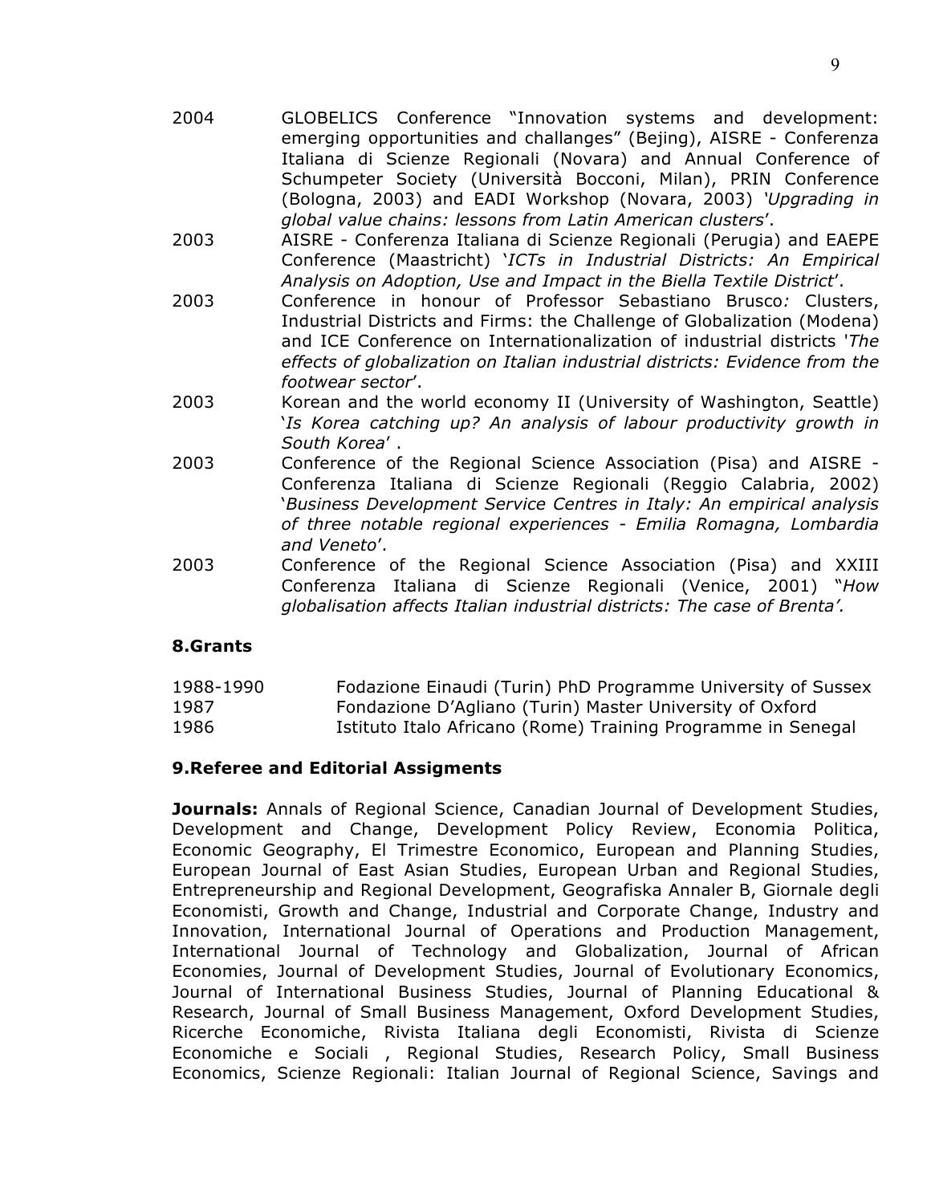2004 GLOBELICS Conference "Innovation systems and development: emerging opportunities and challanges" (Bejing), AISRE - Conferenza Italiana di Scienze Regionali (Novara) and Annual Conference of Schumpeter Society (Università Bocconi, Milan), PRIN Conference (Bologna, 2003) and EADI Workshop (Novara, 2003) *'Upgrading in global value chains: lessons from Latin American clusters*'.

2003 AISRE - Conferenza Italiana di Scienze Regionali (Perugia) and EAEPE Conference (Maastricht) '*ICTs in Industrial Districts: An Empirical Analysis on Adoption, Use and Impact in the Biella Textile District*'.

2003 Conference in honour of Professor Sebastiano Brusco*:* Clusters, Industrial Districts and Firms: the Challenge of Globalization (Modena) and ICE Conference on Internationalization of industrial districts '*The effects of globalization on Italian industrial districts: Evidence from the footwear sector*'.

2003 Korean and the world economy II (University of Washington, Seattle) '*Is Korea catching up? An analysis of labour productivity growth in South Korea*' .

2003 Conference of the Regional Science Association (Pisa) and AISRE - Conferenza Italiana di Scienze Regionali (Reggio Calabria, 2002) '*Business Development Service Centres in Italy: An empirical analysis of three notable regional experiences - Emilia Romagna, Lombardia and Veneto*'.

2003 Conference of the Regional Science Association (Pisa) and XXIII Conferenza Italiana di Scienze Regionali (Venice, 2001) "*How globalisation affects Italian industrial districts: The case of Brenta'.*

## 8.Grants

1988-1990 Fodazione Einaudi (Turin) PhD Programme University of Sussex

1987 Fondazione D'Agliano (Turin) Master University of Oxford

1986 Istituto Italo Africano (Rome) Training Programme in Senegal

## 9.Referee and Editorial Assigments

**Journals:** Annals of Regional Science, Canadian Journal of Development Studies, Development and Change, Development Policy Review, Economia Politica, Economic Geography, El Trimestre Economico, European and Planning Studies, European Journal of East Asian Studies, European Urban and Regional Studies, Entrepreneurship and Regional Development, Geografiska Annaler B, Giornale degli Economisti, Growth and Change, Industrial and Corporate Change, Industry and Innovation, International Journal of Operations and Production Management, International Journal of Technology and Globalization, Journal of African Economies, Journal of Development Studies, Journal of Evolutionary Economics, Journal of International Business Studies, Journal of Planning Educational & Research, Journal of Small Business Management, Oxford Development Studies, Ricerche Economiche, Rivista Italiana degli Economisti, Rivista di Scienze Economiche e Sociali , Regional Studies, Research Policy, Small Business Economics, Scienze Regionali: Italian Journal of Regional Science, Savings and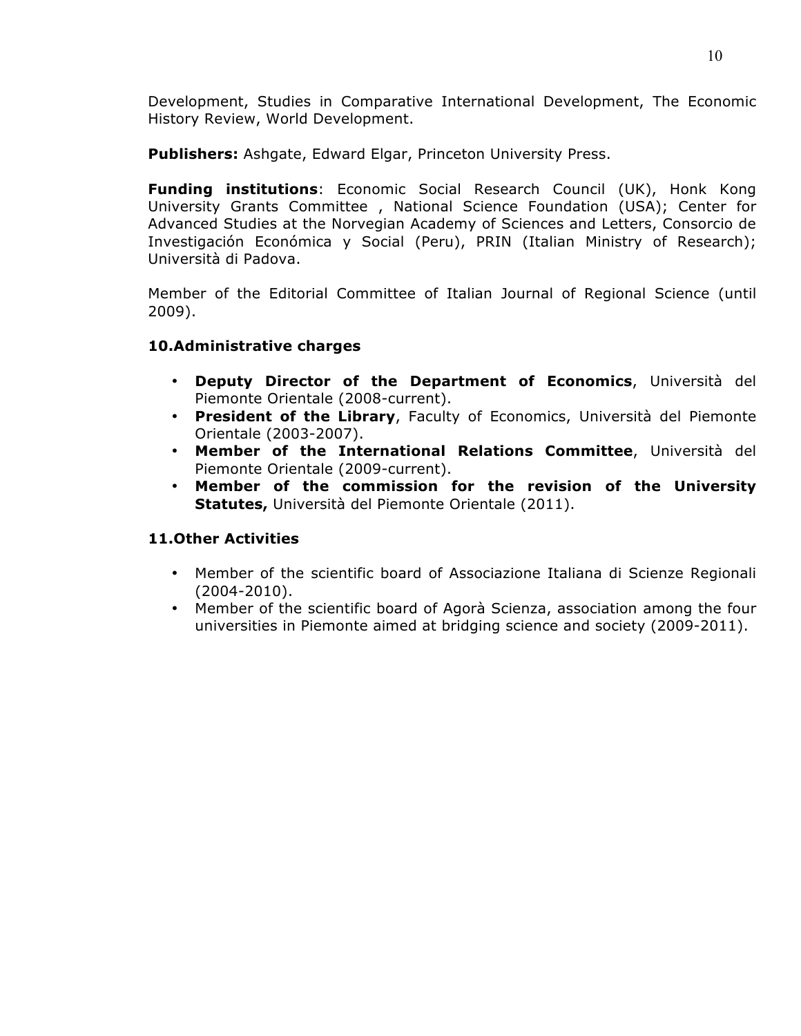Development, Studies in Comparative International Development, The Economic History Review, World Development.

**Publishers:** Ashgate, Edward Elgar, Princeton University Press.

**Funding institutions**: Economic Social Research Council (UK), Honk Kong University Grants Committee , National Science Foundation (USA); Center for Advanced Studies at the Norvegian Academy of Sciences and Letters, Consorcio de Investigación Económica y Social (Peru), PRIN (Italian Ministry of Research); Università di Padova.

Member of the Editorial Committee of Italian Journal of Regional Science (until 2009).

## 10.Administrative charges

- **Deputy Director of the Department of Economics**, Università del Piemonte Orientale (2008-current).
- **President of the Library**, Faculty of Economics, Università del Piemonte Orientale (2003-2007).
- **Member of the International Relations Committee**, Università del Piemonte Orientale (2009-current).
- **Member of the commission for the revision of the University Statutes,** Università del Piemonte Orientale (2011).

## 11.Other Activities

- Member of the scientific board of Associazione Italiana di Scienze Regionali (2004-2010).
- Member of the scientific board of Agorà Scienza, association among the four universities in Piemonte aimed at bridging science and society (2009-2011).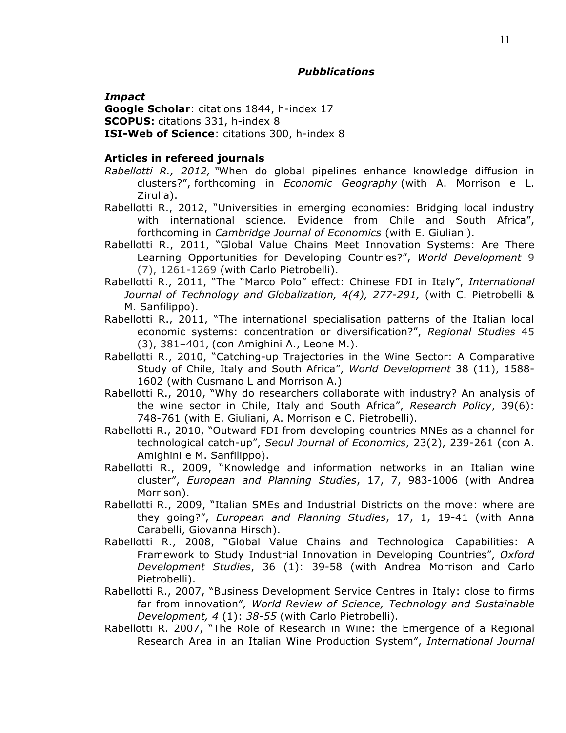## *Pubblications*

***Impact***

**Google Scholar**: citations 1844, h-index 17
**SCOPUS:** citations 331, h-index 8
**ISI-Web of Science**: citations 300, h-index 8

### Articles in refereed journals

*Rabellotti R., 2012,* "When do global pipelines enhance knowledge diffusion in clusters?", forthcoming in *Economic Geography* (with A. Morrison e L. Zirulia).

Rabellotti R., 2012, "Universities in emerging economies: Bridging local industry with international science. Evidence from Chile and South Africa", forthcoming in *Cambridge Journal of Economics* (with E. Giuliani).

Rabellotti R., 2011, "Global Value Chains Meet Innovation Systems: Are There Learning Opportunities for Developing Countries?", *World Development* 9 (7), 1261-1269 (with Carlo Pietrobelli).

Rabellotti R., 2011, "The "Marco Polo" effect: Chinese FDI in Italy", *International Journal of Technology and Globalization, 4(4), 277-291,* (with C. Pietrobelli & M. Sanfilippo).

Rabellotti R., 2011, "The international specialisation patterns of the Italian local economic systems: concentration or diversification?", *Regional Studies* 45 (3), 381–401, (con Amighini A., Leone M.).

Rabellotti R., 2010, "Catching-up Trajectories in the Wine Sector: A Comparative Study of Chile, Italy and South Africa", *World Development* 38 (11), 1588-1602 (with Cusmano L and Morrison A.)

Rabellotti R., 2010, "Why do researchers collaborate with industry? An analysis of the wine sector in Chile, Italy and South Africa", *Research Policy*, 39(6): 748-761 (with E. Giuliani, A. Morrison e C. Pietrobelli).

Rabellotti R., 2010, "Outward FDI from developing countries MNEs as a channel for technological catch-up", *Seoul Journal of Economics*, 23(2), 239-261 (con A. Amighini e M. Sanfilippo).

Rabellotti R., 2009, "Knowledge and information networks in an Italian wine cluster", *European and Planning Studies*, 17, 7, 983-1006 (with Andrea Morrison).

Rabellotti R., 2009, "Italian SMEs and Industrial Districts on the move: where are they going?", *European and Planning Studies*, 17, 1, 19-41 (with Anna Carabelli, Giovanna Hirsch).

Rabellotti R., 2008, "Global Value Chains and Technological Capabilities: A Framework to Study Industrial Innovation in Developing Countries", *Oxford Development Studies*, 36 (1): 39-58 (with Andrea Morrison and Carlo Pietrobelli).

Rabellotti R., 2007, "Business Development Service Centres in Italy: close to firms far from innovation"*, World Review of Science, Technology and Sustainable Development, 4* (1): *38-55* (with Carlo Pietrobelli).

Rabellotti R. 2007, "The Role of Research in Wine: the Emergence of a Regional Research Area in an Italian Wine Production System", *International Journal*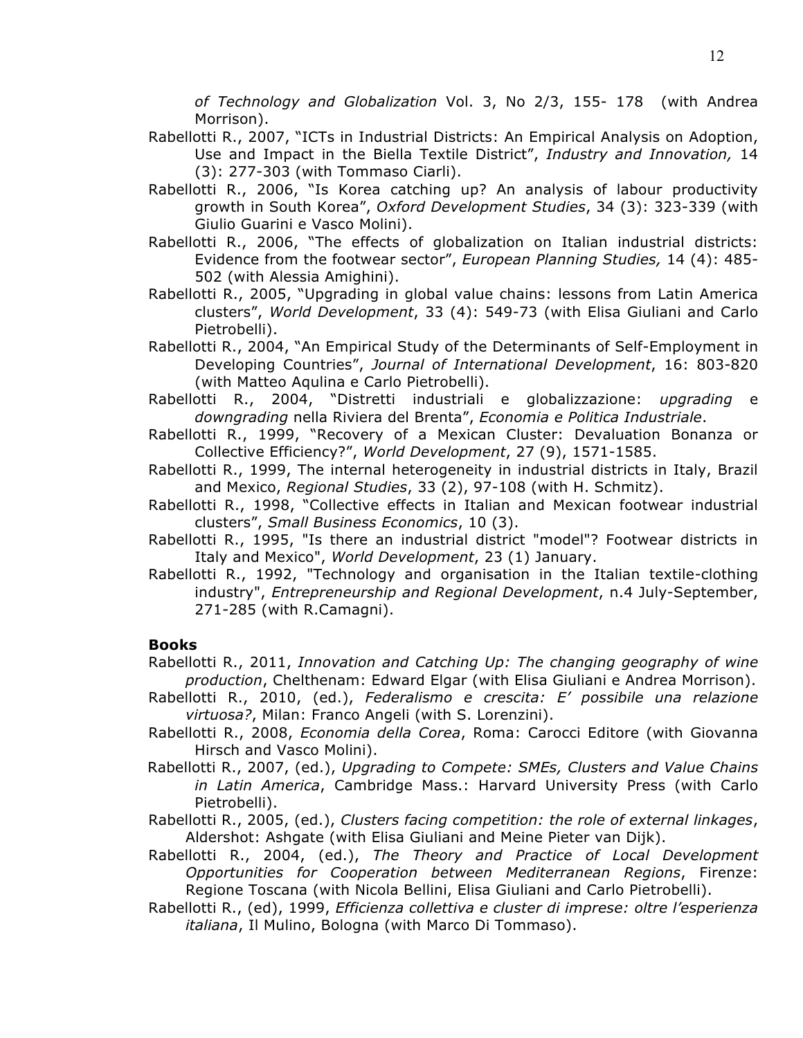*of Technology and Globalization* Vol. 3, No 2/3, 155- 178 (with Andrea Morrison).

Rabellotti R., 2007, "ICTs in Industrial Districts: An Empirical Analysis on Adoption, Use and Impact in the Biella Textile District", *Industry and Innovation,* 14 (3): 277-303 (with Tommaso Ciarli).

Rabellotti R., 2006, "Is Korea catching up? An analysis of labour productivity growth in South Korea", *Oxford Development Studies*, 34 (3): 323-339 (with Giulio Guarini e Vasco Molini).

Rabellotti R., 2006, "The effects of globalization on Italian industrial districts: Evidence from the footwear sector", *European Planning Studies,* 14 (4): 485-502 (with Alessia Amighini).

Rabellotti R., 2005, "Upgrading in global value chains: lessons from Latin America clusters", *World Development*, 33 (4): 549-73 (with Elisa Giuliani and Carlo Pietrobelli).

Rabellotti R., 2004, "An Empirical Study of the Determinants of Self-Employment in Developing Countries", *Journal of International Development*, 16: 803-820 (with Matteo Aqulina e Carlo Pietrobelli).

Rabellotti R., 2004, "Distretti industriali e globalizzazione: *upgrading* e *downgrading* nella Riviera del Brenta", *Economia e Politica Industriale*.

Rabellotti R., 1999, "Recovery of a Mexican Cluster: Devaluation Bonanza or Collective Efficiency?", *World Development*, 27 (9), 1571-1585.

Rabellotti R., 1999, The internal heterogeneity in industrial districts in Italy, Brazil and Mexico, *Regional Studies*, 33 (2), 97-108 (with H. Schmitz).

Rabellotti R., 1998, "Collective effects in Italian and Mexican footwear industrial clusters", *Small Business Economics*, 10 (3).

Rabellotti R., 1995, "Is there an industrial district "model"? Footwear districts in Italy and Mexico", *World Development*, 23 (1) January.

Rabellotti R., 1992, "Technology and organisation in the Italian textile-clothing industry", *Entrepreneurship and Regional Development*, n.4 July-September, 271-285 (with R.Camagni).

**Books**

Rabellotti R., 2011, *Innovation and Catching Up: The changing geography of wine production*, Chelthenam: Edward Elgar (with Elisa Giuliani e Andrea Morrison).

Rabellotti R., 2010, (ed.), *Federalismo e crescita: E' possibile una relazione virtuosa?*, Milan: Franco Angeli (with S. Lorenzini).

Rabellotti R., 2008, *Economia della Corea*, Roma: Carocci Editore (with Giovanna Hirsch and Vasco Molini).

Rabellotti R., 2007, (ed.), *Upgrading to Compete: SMEs, Clusters and Value Chains in Latin America*, Cambridge Mass.: Harvard University Press (with Carlo Pietrobelli).

Rabellotti R., 2005, (ed.), *Clusters facing competition: the role of external linkages*, Aldershot: Ashgate (with Elisa Giuliani and Meine Pieter van Dijk).

Rabellotti R., 2004, (ed.), *The Theory and Practice of Local Development Opportunities for Cooperation between Mediterranean Regions*, Firenze: Regione Toscana (with Nicola Bellini, Elisa Giuliani and Carlo Pietrobelli).

Rabellotti R., (ed), 1999, *Efficienza collettiva e cluster di imprese: oltre l'esperienza italiana*, Il Mulino, Bologna (with Marco Di Tommaso).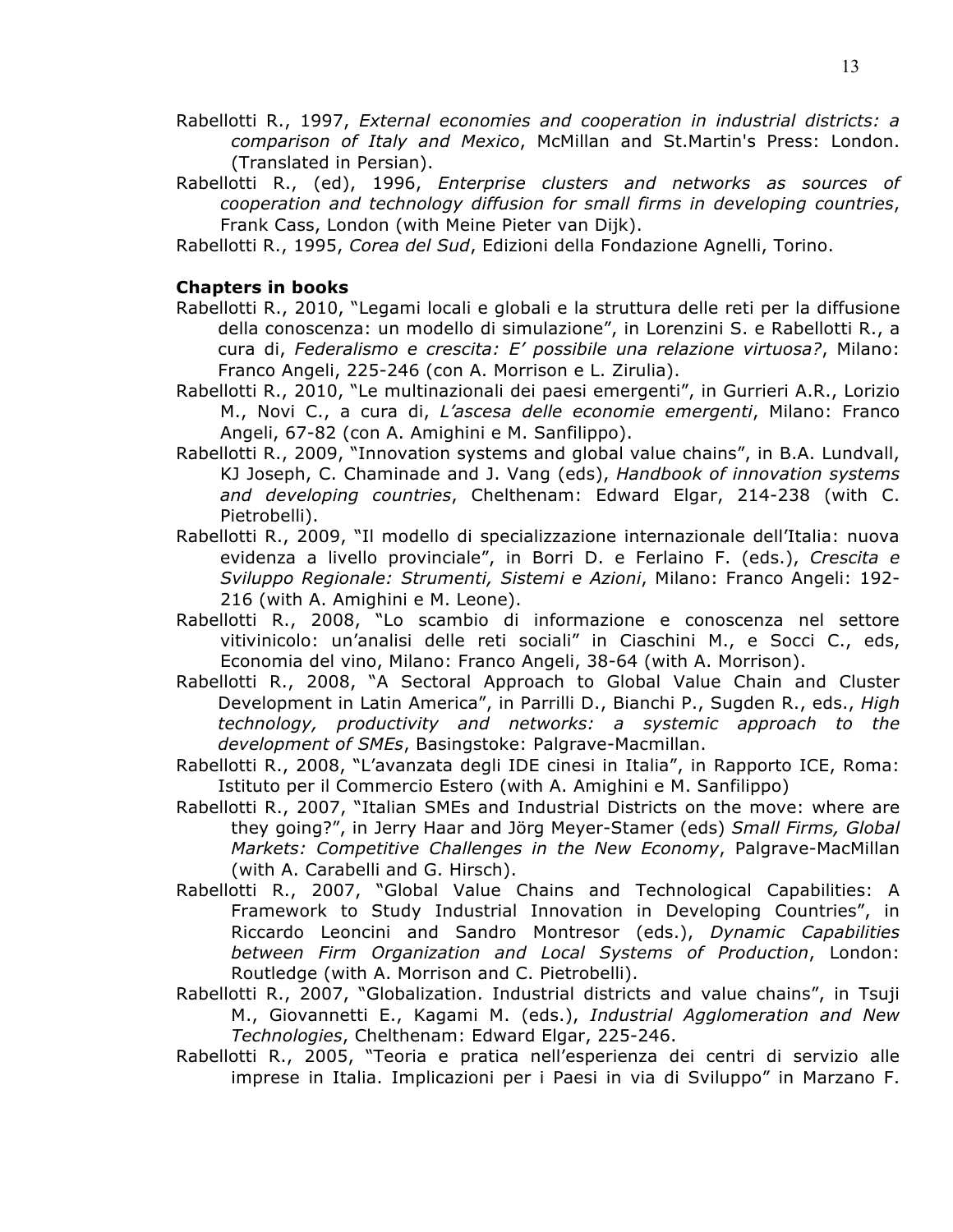Rabellotti R., 1997, *External economies and cooperation in industrial districts: a comparison of Italy and Mexico*, McMillan and St.Martin's Press: London. (Translated in Persian).

Rabellotti R., (ed), 1996, *Enterprise clusters and networks as sources of cooperation and technology diffusion for small firms in developing countries*, Frank Cass, London (with Meine Pieter van Dijk).

Rabellotti R., 1995, *Corea del Sud*, Edizioni della Fondazione Agnelli, Torino.

**Chapters in books**

Rabellotti R., 2010, "Legami locali e globali e la struttura delle reti per la diffusione della conoscenza: un modello di simulazione", in Lorenzini S. e Rabellotti R., a cura di, *Federalismo e crescita: E' possibile una relazione virtuosa?*, Milano: Franco Angeli, 225-246 (con A. Morrison e L. Zirulia).

Rabellotti R., 2010, "Le multinazionali dei paesi emergenti", in Gurrieri A.R., Lorizio M., Novi C., a cura di, *L'ascesa delle economie emergenti*, Milano: Franco Angeli, 67-82 (con A. Amighini e M. Sanfilippo).

Rabellotti R., 2009, "Innovation systems and global value chains", in B.A. Lundvall, KJ Joseph, C. Chaminade and J. Vang (eds), *Handbook of innovation systems and developing countries*, Chelthenam: Edward Elgar, 214-238 (with C. Pietrobelli).

Rabellotti R., 2009, "Il modello di specializzazione internazionale dell'Italia: nuova evidenza a livello provinciale", in Borri D. e Ferlaino F. (eds.), *Crescita e Sviluppo Regionale: Strumenti, Sistemi e Azioni*, Milano: Franco Angeli: 192-216 (with A. Amighini e M. Leone).

Rabellotti R., 2008, "Lo scambio di informazione e conoscenza nel settore vitivinicolo: un'analisi delle reti sociali" in Ciaschini M., e Socci C., eds, Economia del vino, Milano: Franco Angeli, 38-64 (with A. Morrison).

Rabellotti R., 2008, "A Sectoral Approach to Global Value Chain and Cluster Development in Latin America", in Parrilli D., Bianchi P., Sugden R., eds., *High technology, productivity and networks: a systemic approach to the development of SMEs*, Basingstoke: Palgrave-Macmillan.

Rabellotti R., 2008, "L'avanzata degli IDE cinesi in Italia", in Rapporto ICE, Roma: Istituto per il Commercio Estero (with A. Amighini e M. Sanfilippo)

Rabellotti R., 2007, "Italian SMEs and Industrial Districts on the move: where are they going?", in Jerry Haar and Jörg Meyer-Stamer (eds) *Small Firms, Global Markets: Competitive Challenges in the New Economy*, Palgrave-MacMillan (with A. Carabelli and G. Hirsch).

Rabellotti R., 2007, "Global Value Chains and Technological Capabilities: A Framework to Study Industrial Innovation in Developing Countries", in Riccardo Leoncini and Sandro Montresor (eds.), *Dynamic Capabilities between Firm Organization and Local Systems of Production*, London: Routledge (with A. Morrison and C. Pietrobelli).

Rabellotti R., 2007, "Globalization. Industrial districts and value chains", in Tsuji M., Giovannetti E., Kagami M. (eds.), *Industrial Agglomeration and New Technologies*, Chelthenam: Edward Elgar, 225-246.

Rabellotti R., 2005, "Teoria e pratica nell'esperienza dei centri di servizio alle imprese in Italia. Implicazioni per i Paesi in via di Sviluppo" in Marzano F.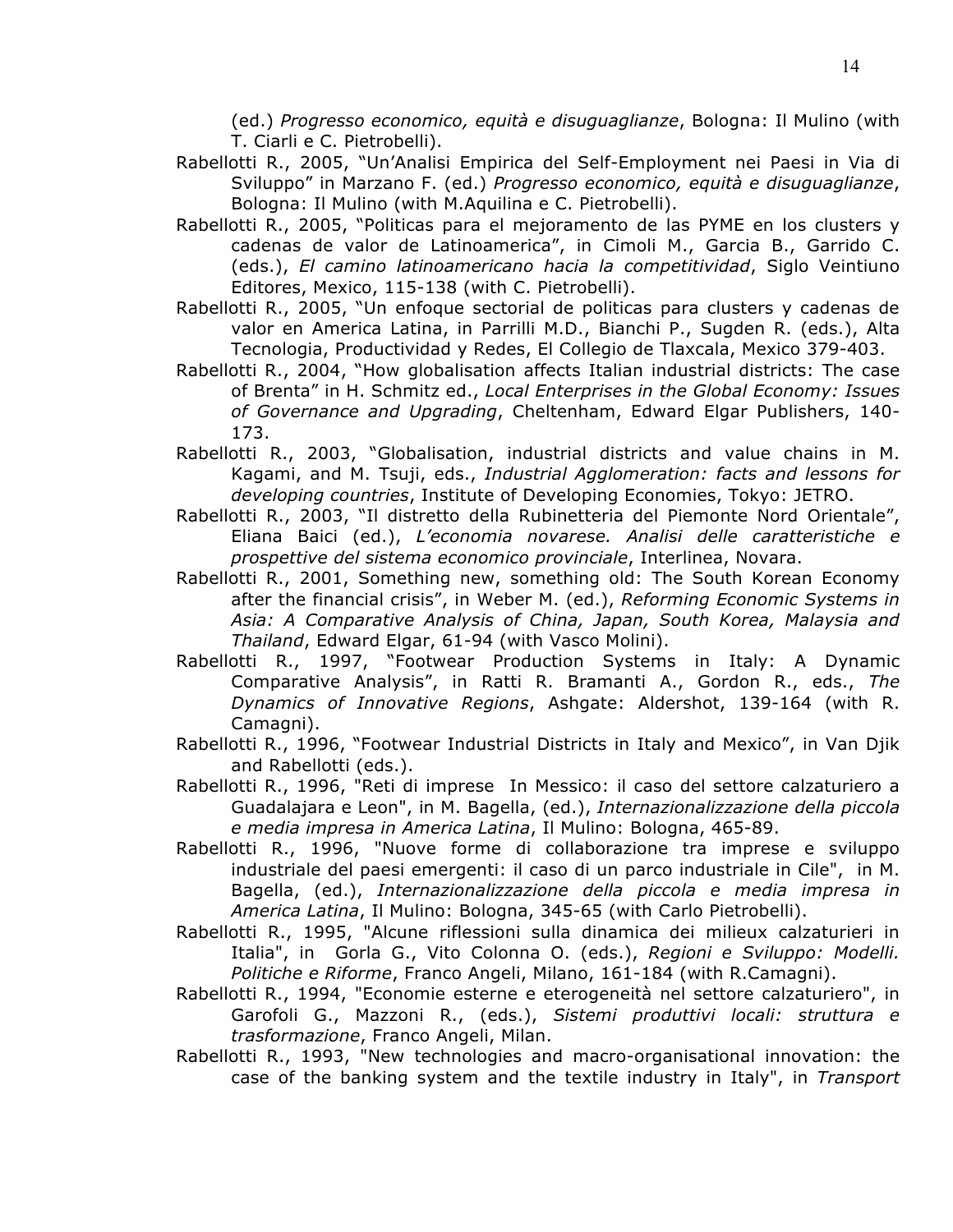(ed.) *Progresso economico, equità e disuguaglianze*, Bologna: Il Mulino (with T. Ciarli e C. Pietrobelli).

Rabellotti R., 2005, "Un'Analisi Empirica del Self-Employment nei Paesi in Via di Sviluppo" in Marzano F. (ed.) *Progresso economico, equità e disuguaglianze*, Bologna: Il Mulino (with M.Aquilina e C. Pietrobelli).

Rabellotti R., 2005, "Politicas para el mejoramento de las PYME en los clusters y cadenas de valor de Latinoamerica", in Cimoli M., Garcia B., Garrido C. (eds.), *El camino latinoamericano hacia la competitividad*, Siglo Veintiuno Editores, Mexico, 115-138 (with C. Pietrobelli).

Rabellotti R., 2005, "Un enfoque sectorial de politicas para clusters y cadenas de valor en America Latina, in Parrilli M.D., Bianchi P., Sugden R. (eds.), Alta Tecnologia, Productividad y Redes, El Collegio de Tlaxcala, Mexico 379-403.

Rabellotti R., 2004, "How globalisation affects Italian industrial districts: The case of Brenta" in H. Schmitz ed., *Local Enterprises in the Global Economy: Issues of Governance and Upgrading*, Cheltenham, Edward Elgar Publishers, 140-173.

Rabellotti R., 2003, "Globalisation, industrial districts and value chains in M. Kagami, and M. Tsuji, eds., *Industrial Agglomeration: facts and lessons for developing countries*, Institute of Developing Economies, Tokyo: JETRO.

Rabellotti R., 2003, "Il distretto della Rubinetteria del Piemonte Nord Orientale", Eliana Baici (ed.), *L'economia novarese. Analisi delle caratteristiche e prospettive del sistema economico provinciale*, Interlinea, Novara.

Rabellotti R., 2001, Something new, something old: The South Korean Economy after the financial crisis", in Weber M. (ed.), *Reforming Economic Systems in Asia: A Comparative Analysis of China, Japan, South Korea, Malaysia and Thailand*, Edward Elgar, 61-94 (with Vasco Molini).

Rabellotti R., 1997, "Footwear Production Systems in Italy: A Dynamic Comparative Analysis", in Ratti R. Bramanti A., Gordon R., eds., *The Dynamics of Innovative Regions*, Ashgate: Aldershot, 139-164 (with R. Camagni).

Rabellotti R., 1996, "Footwear Industrial Districts in Italy and Mexico", in Van Djik and Rabellotti (eds.).

Rabellotti R., 1996, "Reti di imprese In Messico: il caso del settore calzaturiero a Guadalajara e Leon", in M. Bagella, (ed.), *Internazionalizzazione della piccola e media impresa in America Latina*, Il Mulino: Bologna, 465-89.

Rabellotti R., 1996, "Nuove forme di collaborazione tra imprese e sviluppo industriale del paesi emergenti: il caso di un parco industriale in Cile", in M. Bagella, (ed.), *Internazionalizzazione della piccola e media impresa in America Latina*, Il Mulino: Bologna, 345-65 (with Carlo Pietrobelli).

Rabellotti R., 1995, "Alcune riflessioni sulla dinamica dei milieux calzaturieri in Italia", in Gorla G., Vito Colonna O. (eds.), *Regioni e Sviluppo: Modelli. Politiche e Riforme*, Franco Angeli, Milano, 161-184 (with R.Camagni).

Rabellotti R., 1994, "Economie esterne e eterogeneità nel settore calzaturiero", in Garofoli G., Mazzoni R., (eds.), *Sistemi produttivi locali: struttura e trasformazione*, Franco Angeli, Milan.

Rabellotti R., 1993, "New technologies and macro-organisational innovation: the case of the banking system and the textile industry in Italy", in *Transport*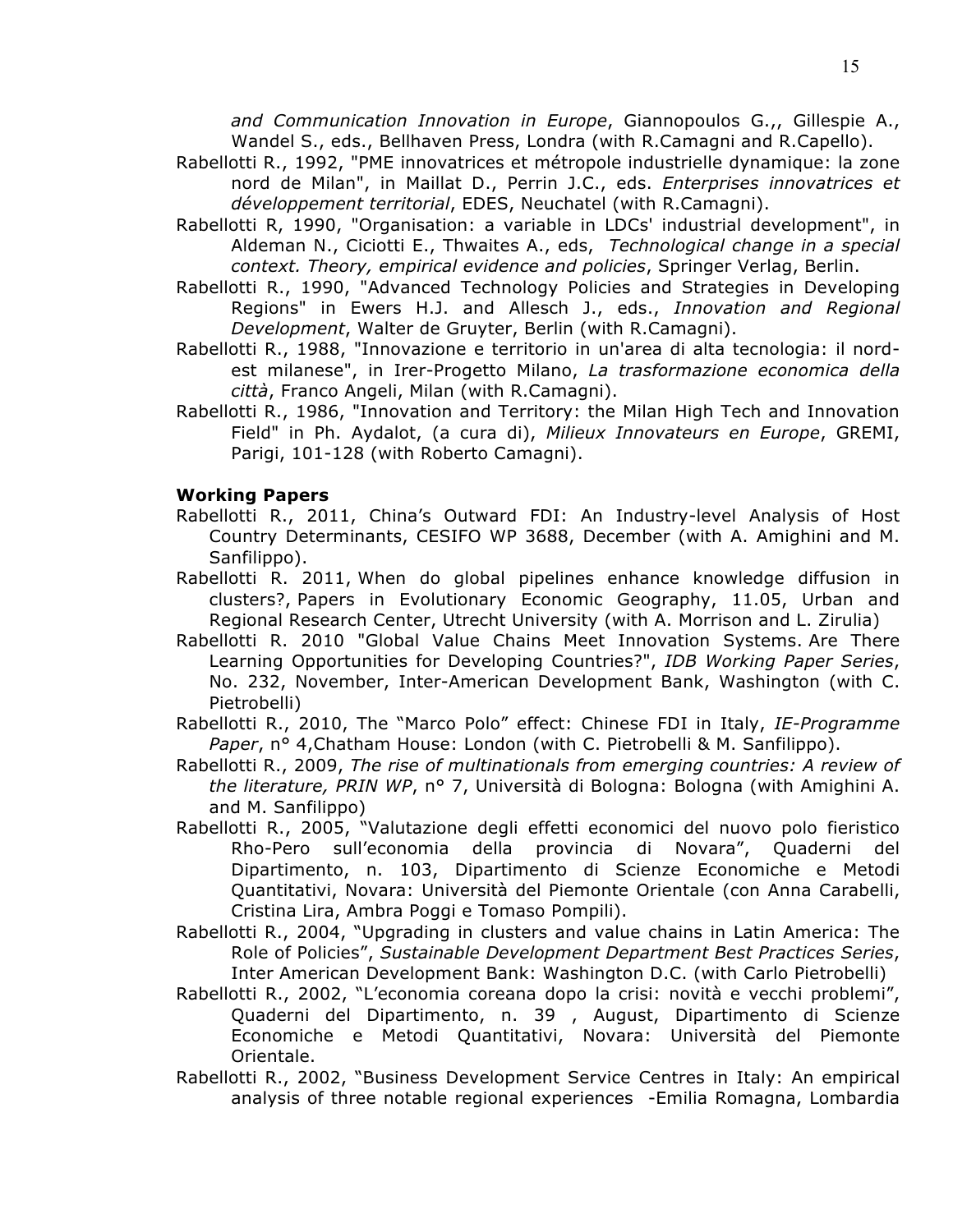*and Communication Innovation in Europe*, Giannopoulos G.,, Gillespie A., Wandel S., eds., Bellhaven Press, Londra (with R.Camagni and R.Capello).

Rabellotti R., 1992, "PME innovatrices et métropole industrielle dynamique: la zone nord de Milan", in Maillat D., Perrin J.C., eds. *Enterprises innovatrices et développement territorial*, EDES, Neuchatel (with R.Camagni).

Rabellotti R, 1990, "Organisation: a variable in LDCs' industrial development", in Aldeman N., Ciciotti E., Thwaites A., eds, *Technological change in a special context. Theory, empirical evidence and policies*, Springer Verlag, Berlin.

Rabellotti R., 1990, "Advanced Technology Policies and Strategies in Developing Regions" in Ewers H.J. and Allesch J., eds., *Innovation and Regional Development*, Walter de Gruyter, Berlin (with R.Camagni).

Rabellotti R., 1988, "Innovazione e territorio in un'area di alta tecnologia: il nord-est milanese", in Irer-Progetto Milano, *La trasformazione economica della città*, Franco Angeli, Milan (with R.Camagni).

Rabellotti R., 1986, "Innovation and Territory: the Milan High Tech and Innovation Field" in Ph. Aydalot, (a cura di), *Milieux Innovateurs en Europe*, GREMI, Parigi, 101-128 (with Roberto Camagni).

**Working Papers**

Rabellotti R., 2011, China's Outward FDI: An Industry-level Analysis of Host Country Determinants, CESIFO WP 3688, December (with A. Amighini and M. Sanfilippo).

Rabellotti R. 2011, When do global pipelines enhance knowledge diffusion in clusters?, Papers in Evolutionary Economic Geography, 11.05, Urban and Regional Research Center, Utrecht University (with A. Morrison and L. Zirulia)

Rabellotti R. 2010 "Global Value Chains Meet Innovation Systems. Are There Learning Opportunities for Developing Countries?", *IDB Working Paper Series*, No. 232, November, Inter-American Development Bank, Washington (with C. Pietrobelli)

Rabellotti R., 2010, The "Marco Polo" effect: Chinese FDI in Italy, *IE-Programme Paper*, n° 4,Chatham House: London (with C. Pietrobelli & M. Sanfilippo).

Rabellotti R., 2009, *The rise of multinationals from emerging countries: A review of the literature, PRIN WP*, n° 7, Università di Bologna: Bologna (with Amighini A. and M. Sanfilippo)

Rabellotti R., 2005, "Valutazione degli effetti economici del nuovo polo fieristico Rho-Pero sull'economia della provincia di Novara", Quaderni del Dipartimento, n. 103, Dipartimento di Scienze Economiche e Metodi Quantitativi, Novara: Università del Piemonte Orientale (con Anna Carabelli, Cristina Lira, Ambra Poggi e Tomaso Pompili).

Rabellotti R., 2004, "Upgrading in clusters and value chains in Latin America: The Role of Policies", *Sustainable Development Department Best Practices Series*, Inter American Development Bank: Washington D.C. (with Carlo Pietrobelli)

Rabellotti R., 2002, "L'economia coreana dopo la crisi: novità e vecchi problemi", Quaderni del Dipartimento, n. 39 , August, Dipartimento di Scienze Economiche e Metodi Quantitativi, Novara: Università del Piemonte Orientale.

Rabellotti R., 2002, "Business Development Service Centres in Italy: An empirical analysis of three notable regional experiences -Emilia Romagna, Lombardia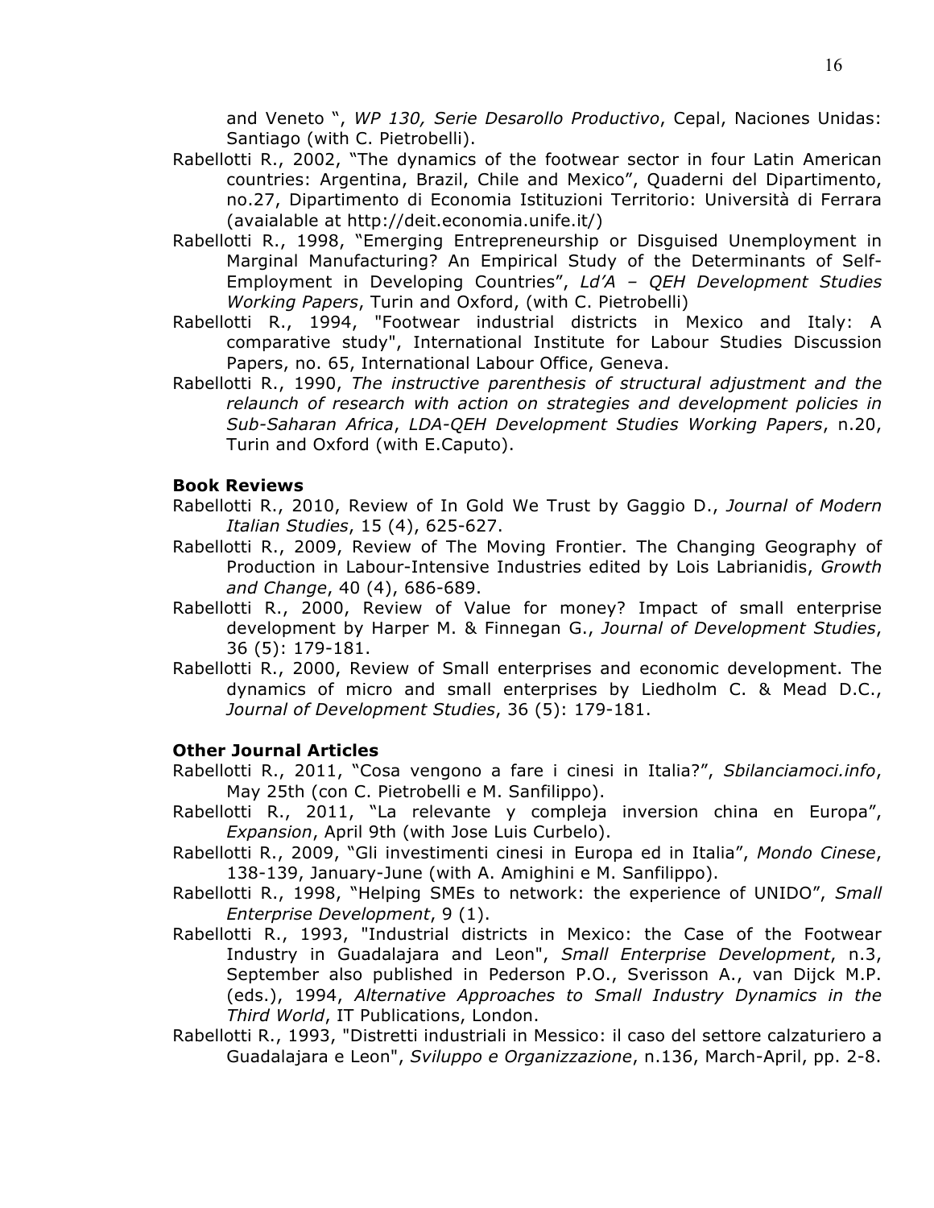and Veneto ", *WP 130, Serie Desarollo Productivo*, Cepal, Naciones Unidas: Santiago (with C. Pietrobelli).

Rabellotti R., 2002, "The dynamics of the footwear sector in four Latin American countries: Argentina, Brazil, Chile and Mexico", Quaderni del Dipartimento, no.27, Dipartimento di Economia Istituzioni Territorio: Università di Ferrara (avaialable at http://deit.economia.unife.it/)

Rabellotti R., 1998, "Emerging Entrepreneurship or Disguised Unemployment in Marginal Manufacturing? An Empirical Study of the Determinants of Self-Employment in Developing Countries", *Ld'A – QEH Development Studies Working Papers*, Turin and Oxford, (with C. Pietrobelli)

Rabellotti R., 1994, "Footwear industrial districts in Mexico and Italy: A comparative study", International Institute for Labour Studies Discussion Papers, no. 65, International Labour Office, Geneva.

Rabellotti R., 1990, *The instructive parenthesis of structural adjustment and the relaunch of research with action on strategies and development policies in Sub-Saharan Africa*, *LDA-QEH Development Studies Working Papers*, n.20, Turin and Oxford (with E.Caputo).

**Book Reviews**

Rabellotti R., 2010, Review of In Gold We Trust by Gaggio D., *Journal of Modern Italian Studies*, 15 (4), 625-627.

Rabellotti R., 2009, Review of The Moving Frontier. The Changing Geography of Production in Labour-Intensive Industries edited by Lois Labrianidis, *Growth and Change*, 40 (4), 686-689.

Rabellotti R., 2000, Review of Value for money? Impact of small enterprise development by Harper M. & Finnegan G., *Journal of Development Studies*, 36 (5): 179-181.

Rabellotti R., 2000, Review of Small enterprises and economic development. The dynamics of micro and small enterprises by Liedholm C. & Mead D.C., *Journal of Development Studies*, 36 (5): 179-181.

**Other Journal Articles**

Rabellotti R., 2011, "Cosa vengono a fare i cinesi in Italia?", *Sbilanciamoci.info*, May 25th (con C. Pietrobelli e M. Sanfilippo).

Rabellotti R., 2011, "La relevante y compleja inversion china en Europa", *Expansion*, April 9th (with Jose Luis Curbelo).

Rabellotti R., 2009, "Gli investimenti cinesi in Europa ed in Italia", *Mondo Cinese*, 138-139, January-June (with A. Amighini e M. Sanfilippo).

Rabellotti R., 1998, "Helping SMEs to network: the experience of UNIDO", *Small Enterprise Development*, 9 (1).

Rabellotti R., 1993, "Industrial districts in Mexico: the Case of the Footwear Industry in Guadalajara and Leon", *Small Enterprise Development*, n.3, September also published in Pederson P.O., Sverisson A., van Dijck M.P. (eds.), 1994, *Alternative Approaches to Small Industry Dynamics in the Third World*, IT Publications, London.

Rabellotti R., 1993, "Distretti industriali in Messico: il caso del settore calzaturiero a Guadalajara e Leon", *Sviluppo e Organizzazione*, n.136, March-April, pp. 2-8.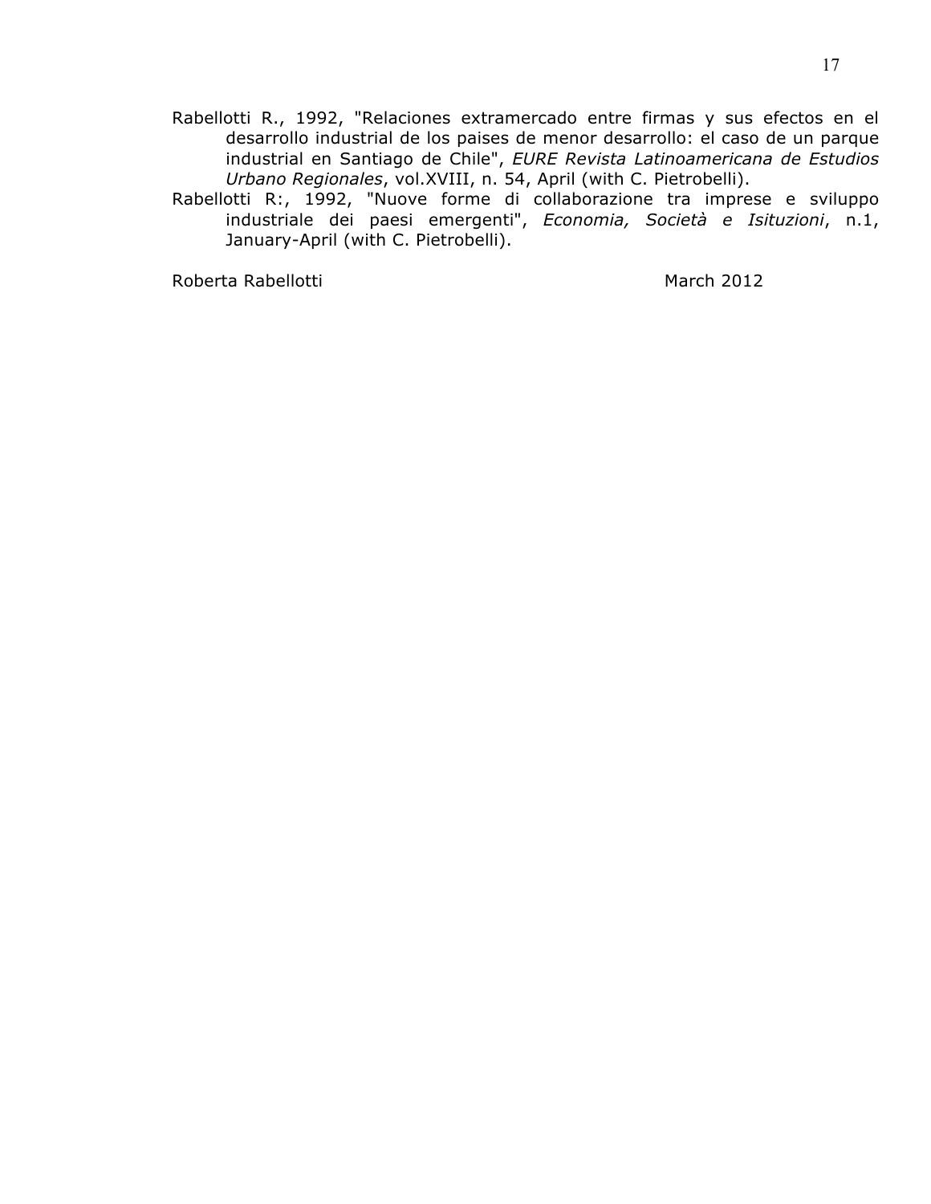Rabellotti R., 1992, "Relaciones extramercado entre firmas y sus efectos en el desarrollo industrial de los paises de menor desarrollo: el caso de un parque industrial en Santiago de Chile", *EURE Revista Latinoamericana de Estudios Urbano Regionales*, vol.XVIII, n. 54, April (with C. Pietrobelli).

Rabellotti R:, 1992, "Nuove forme di collaborazione tra imprese e sviluppo industriale dei paesi emergenti", *Economia, Società e Isituzioni*, n.1, January-April (with C. Pietrobelli).

Roberta Rabellotti March 2012